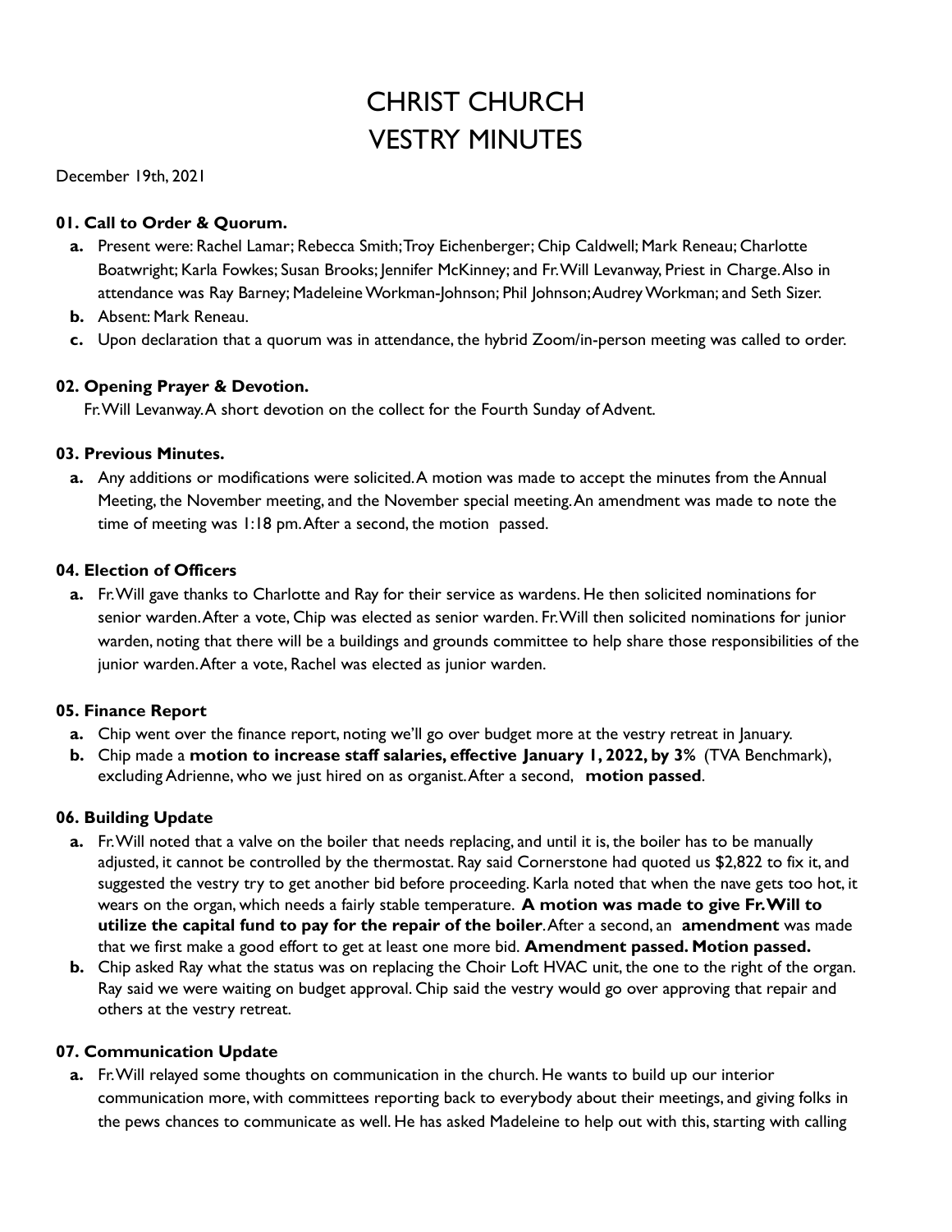# CHRIST CHURCH
# VESTRY MINUTES

December 19th, 2021

### 01. Call to Order & Quorum.

- **a.** Present were: Rachel Lamar; Rebecca Smith; Troy Eichenberger; Chip Caldwell; Mark Reneau; Charlotte Boatwright; Karla Fowkes; Susan Brooks; Jennifer McKinney; and Fr. Will Levanway, Priest in Charge. Also in attendance was Ray Barney; Madeleine Workman-Johnson; Phil Johnson; Audrey Workman; and Seth Sizer.
- **b.** Absent: Mark Reneau.
- **c.** Upon declaration that a quorum was in attendance, the hybrid Zoom/in-person meeting was called to order.

### 02. Opening Prayer & Devotion.

Fr. Will Levanway. A short devotion on the collect for the Fourth Sunday of Advent.

### 03. Previous Minutes.

- **a.** Any additions or modifications were solicited. A motion was made to accept the minutes from the Annual Meeting, the November meeting, and the November special meeting. An amendment was made to note the time of meeting was 1:18 pm. After a second, the motion passed.

### 04. Election of Officers

- **a.** Fr. Will gave thanks to Charlotte and Ray for their service as wardens. He then solicited nominations for senior warden. After a vote, Chip was elected as senior warden. Fr. Will then solicited nominations for junior warden, noting that there will be a buildings and grounds committee to help share those responsibilities of the junior warden. After a vote, Rachel was elected as junior warden.

### 05. Finance Report

- **a.** Chip went over the finance report, noting we'll go over budget more at the vestry retreat in January.
- **b.** Chip made a **motion to increase staff salaries, effective January 1, 2022, by 3%** (TVA Benchmark), excluding Adrienne, who we just hired on as organist. After a second, **motion passed**.

### 06. Building Update

- **a.** Fr. Will noted that a valve on the boiler that needs replacing, and until it is, the boiler has to be manually adjusted, it cannot be controlled by the thermostat. Ray said Cornerstone had quoted us $2,822 to fix it, and suggested the vestry try to get another bid before proceeding. Karla noted that when the nave gets too hot, it wears on the organ, which needs a fairly stable temperature. **A motion was made to give Fr. Will to utilize the capital fund to pay for the repair of the boiler**. After a second, an **amendment** was made that we first make a good effort to get at least one more bid. **Amendment passed. Motion passed.**
- **b.** Chip asked Ray what the status was on replacing the Choir Loft HVAC unit, the one to the right of the organ. Ray said we were waiting on budget approval. Chip said the vestry would go over approving that repair and others at the vestry retreat.

### 07. Communication Update

- **a.** Fr. Will relayed some thoughts on communication in the church. He wants to build up our interior communication more, with committees reporting back to everybody about their meetings, and giving folks in the pews chances to communicate as well. He has asked Madeleine to help out with this, starting with calling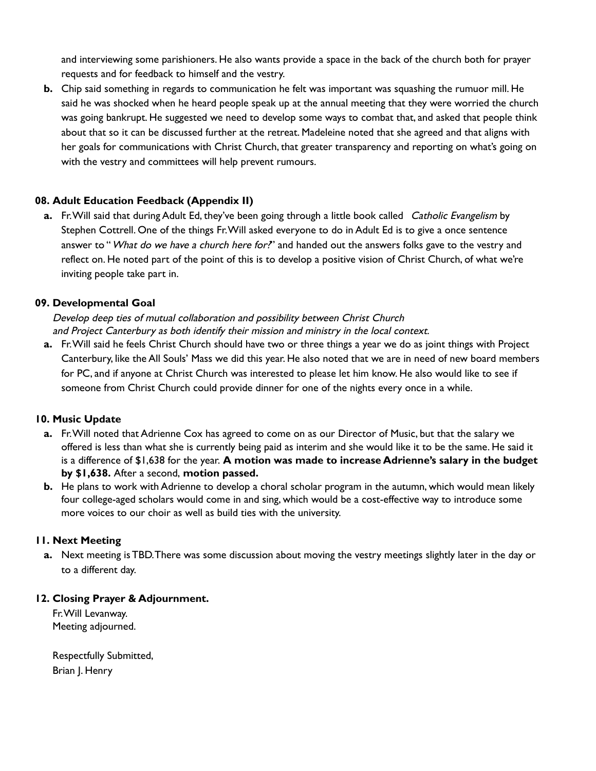and interviewing some parishioners. He also wants provide a space in the back of the church both for prayer requests and for feedback to himself and the vestry.

**b.** Chip said something in regards to communication he felt was important was squashing the rumuor mill. He said he was shocked when he heard people speak up at the annual meeting that they were worried the church was going bankrupt. He suggested we need to develop some ways to combat that, and asked that people think about that so it can be discussed further at the retreat. Madeleine noted that she agreed and that aligns with her goals for communications with Christ Church, that greater transparency and reporting on what's going on with the vestry and committees will help prevent rumours.

### 08. Adult Education Feedback (Appendix II)

**a.** Fr. Will said that during Adult Ed, they've been going through a little book called *Catholic Evangelism* by Stephen Cottrell. One of the things Fr. Will asked everyone to do in Adult Ed is to give a once sentence answer to "*What do we have a church here for?*" and handed out the answers folks gave to the vestry and reflect on. He noted part of the point of this is to develop a positive vision of Christ Church, of what we're inviting people take part in.

### 09. Developmental Goal

*Develop deep ties of mutual collaboration and possibility between Christ Church and Project Canterbury as both identify their mission and ministry in the local context.*

**a.** Fr. Will said he feels Christ Church should have two or three things a year we do as joint things with Project Canterbury, like the All Souls' Mass we did this year. He also noted that we are in need of new board members for PC, and if anyone at Christ Church was interested to please let him know. He also would like to see if someone from Christ Church could provide dinner for one of the nights every once in a while.

### 10. Music Update

**a.** Fr. Will noted that Adrienne Cox has agreed to come on as our Director of Music, but that the salary we offered is less than what she is currently being paid as interim and she would like it to be the same. He said it is a difference of $1,638 for the year. **A motion was made to increase Adrienne's salary in the budget by $1,638.** After a second, **motion passed.**

**b.** He plans to work with Adrienne to develop a choral scholar program in the autumn, which would mean likely four college-aged scholars would come in and sing, which would be a cost-effective way to introduce some more voices to our choir as well as build ties with the university.

### 11. Next Meeting

**a.** Next meeting is TBD. There was some discussion about moving the vestry meetings slightly later in the day or to a different day.

### 12. Closing Prayer & Adjournment.

Fr. Will Levanway.
Meeting adjourned.

Respectfully Submitted,
Brian J. Henry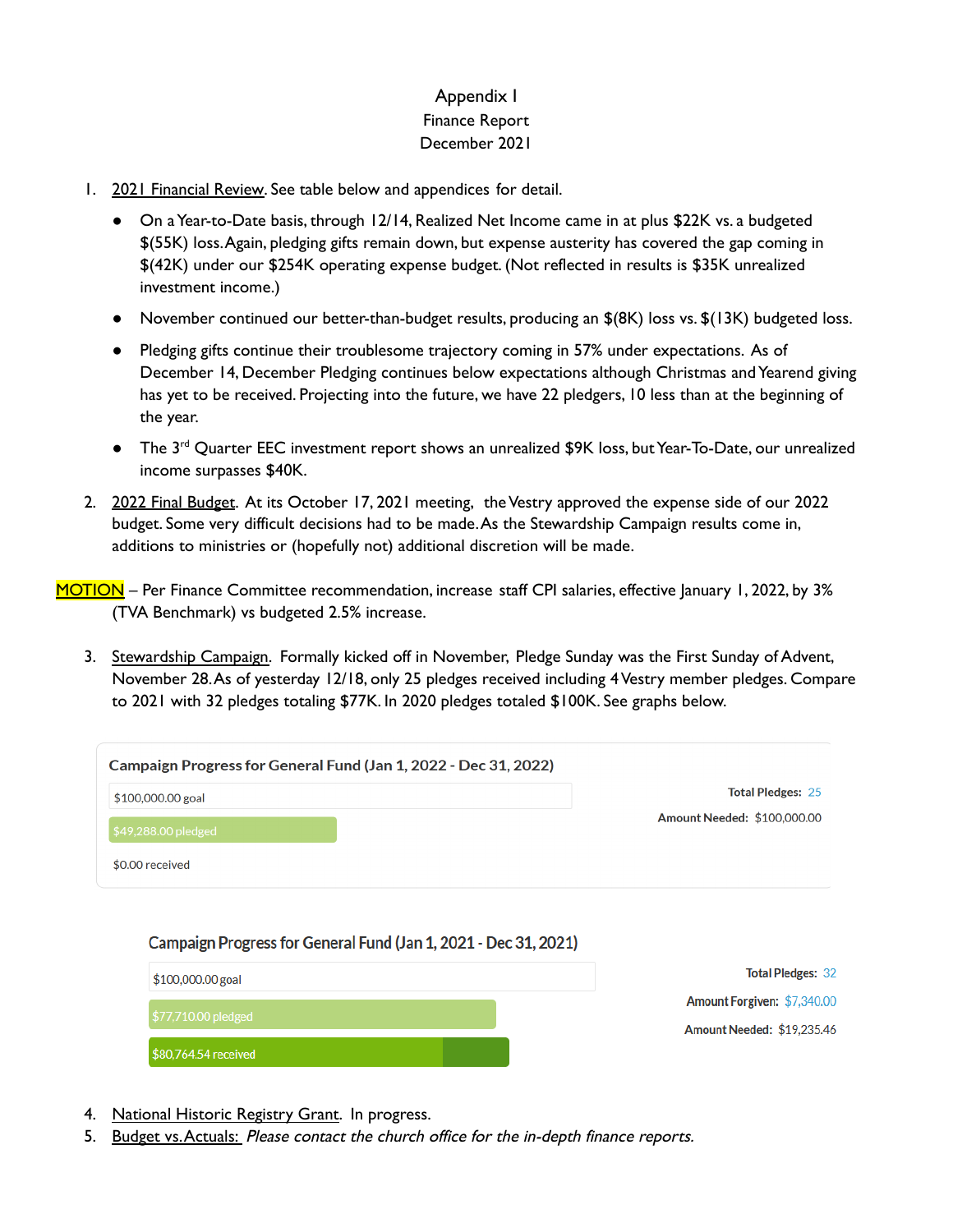# Appendix I
## Finance Report
## December 2021

1. 2021 Financial Review. See table below and appendices for detail.
   - On a Year-to-Date basis, through 12/14, Realized Net Income came in at plus $22K vs. a budgeted $(55K) loss. Again, pledging gifts remain down, but expense austerity has covered the gap coming in $(42K) under our $254K operating expense budget. (Not reflected in results is $35K unrealized investment income.)
   - November continued our better-than-budget results, producing an $(8K) loss vs. $(13K) budgeted loss.
   - Pledging gifts continue their troublesome trajectory coming in 57% under expectations. As of December 14, December Pledging continues below expectations although Christmas and Yearend giving has yet to be received. Projecting into the future, we have 22 pledgers, 10 less than at the beginning of the year.
   - The 3rd Quarter EEC investment report shows an unrealized $9K loss, but Year-To-Date, our unrealized income surpasses $40K.
2. 2022 Final Budget. At its October 17, 2021 meeting, the Vestry approved the expense side of our 2022 budget. Some very difficult decisions had to be made. As the Stewardship Campaign results come in, additions to ministries or (hopefully not) additional discretion will be made.

MOTION – Per Finance Committee recommendation, increase staff CPI salaries, effective January 1, 2022, by 3% (TVA Benchmark) vs budgeted 2.5% increase.

3. Stewardship Campaign. Formally kicked off in November, Pledge Sunday was the First Sunday of Advent, November 28. As of yesterday 12/18, only 25 pledges received including 4 Vestry member pledges. Compare to 2021 with 32 pledges totaling $77K. In 2020 pledges totaled $100K. See graphs below.

**Campaign Progress for General Fund (Jan 1, 2022 - Dec 31, 2022)**

$100,000.00 goal

$49,288.00 pledged

$0.00 received

**Total Pledges:** 25

**Amount Needed:** $100,000.00

**Campaign Progress for General Fund (Jan 1, 2021 - Dec 31, 2021)**

$100,000.00 goal

$77,710.00 pledged

$80,764.54 received

**Total Pledges:** 32

**Amount Forgiven:** $7,340.00

**Amount Needed:** $19,235.46

4. National Historic Registry Grant. In progress.
5. Budget vs. Actuals: *Please contact the church office for the in-depth finance reports.*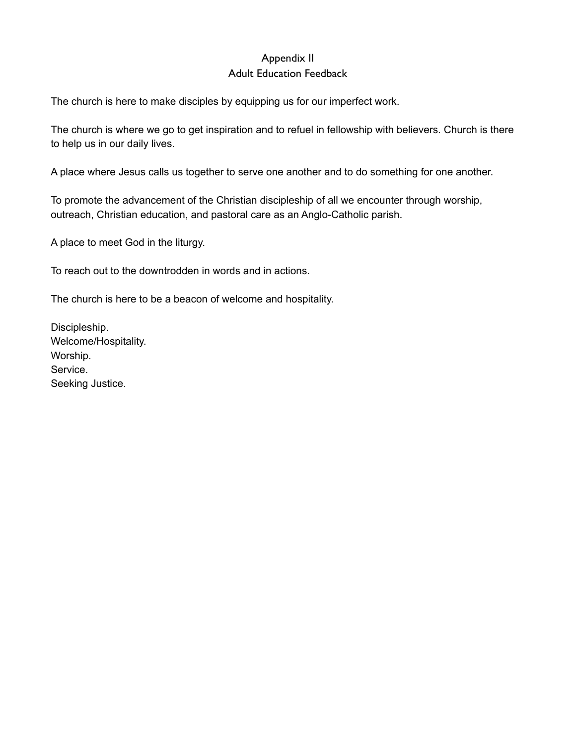# Appendix II
## Adult Education Feedback

The church is here to make disciples by equipping us for our imperfect work.

The church is where we go to get inspiration and to refuel in fellowship with believers. Church is there to help us in our daily lives.

A place where Jesus calls us together to serve one another and to do something for one another.

To promote the advancement of the Christian discipleship of all we encounter through worship, outreach, Christian education, and pastoral care as an Anglo-Catholic parish.

A place to meet God in the liturgy.

To reach out to the downtrodden in words and in actions.

The church is here to be a beacon of welcome and hospitality.

Discipleship.
Welcome/Hospitality.
Worship.
Service.
Seeking Justice.